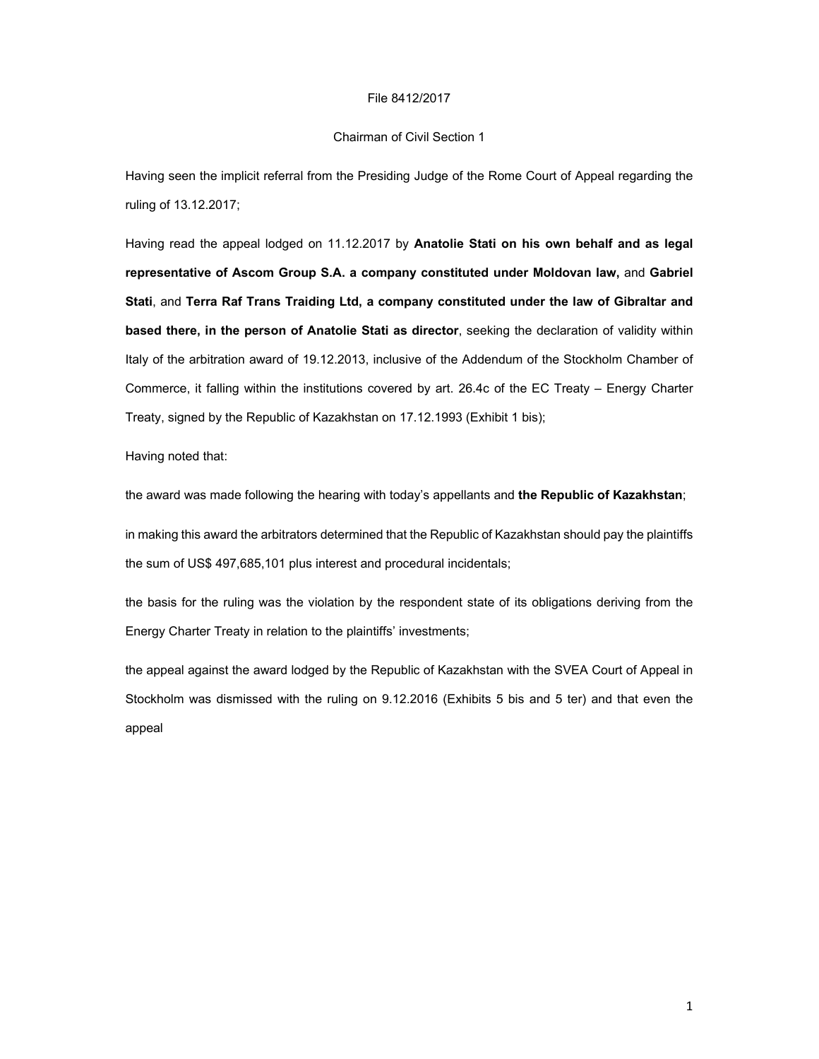File 8412/2017

Chairman of Civil Section 1

Having seen the implicit referral from the Presiding Judge of the Rome Court of Appeal regarding the ruling of 13.12.2017;

Having read the appeal lodged on 11.12.2017 by **Anatolie Stati on his own behalf and as legal representative of Ascom Group S.A. a company constituted under Moldovan law,** and **Gabriel Stati**, and **Terra Raf Trans Traiding Ltd, a company constituted under the law of Gibraltar and based there, in the person of Anatolie Stati as director**, seeking the declaration of validity within Italy of the arbitration award of 19.12.2013, inclusive of the Addendum of the Stockholm Chamber of Commerce, it falling within the institutions covered by art. 26.4c of the EC Treaty – Energy Charter Treaty, signed by the Republic of Kazakhstan on 17.12.1993 (Exhibit 1 bis);

Having noted that:

the award was made following the hearing with today's appellants and **the Republic of Kazakhstan**;

in making this award the arbitrators determined that the Republic of Kazakhstan should pay the plaintiffs the sum of US$ 497,685,101 plus interest and procedural incidentals;

the basis for the ruling was the violation by the respondent state of its obligations deriving from the Energy Charter Treaty in relation to the plaintiffs' investments;

the appeal against the award lodged by the Republic of Kazakhstan with the SVEA Court of Appeal in Stockholm was dismissed with the ruling on 9.12.2016 (Exhibits 5 bis and 5 ter) and that even the appeal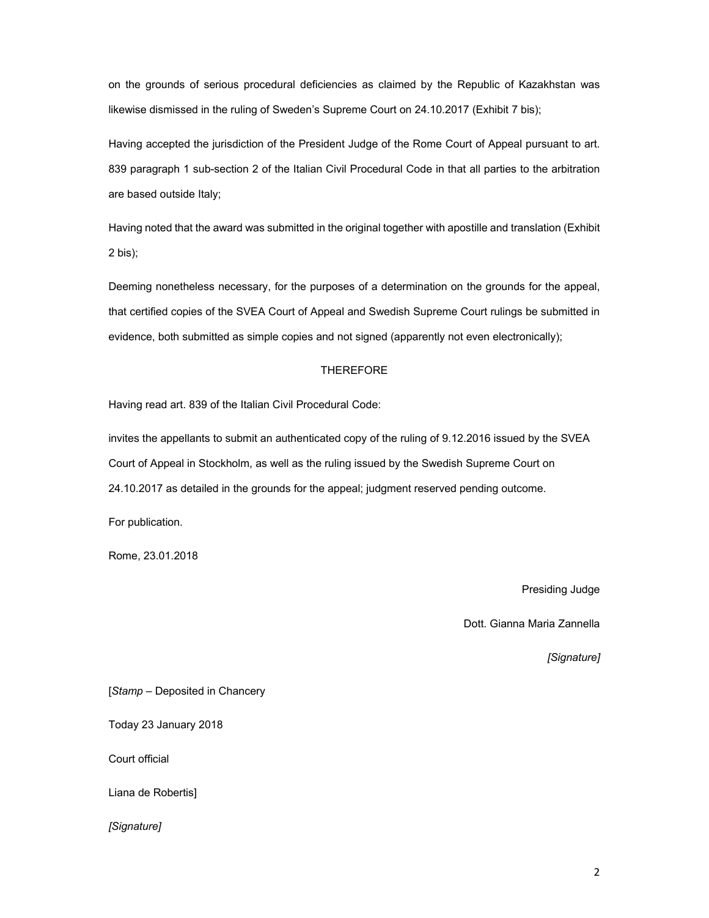on the grounds of serious procedural deficiencies as claimed by the Republic of Kazakhstan was likewise dismissed in the ruling of Sweden's Supreme Court on 24.10.2017 (Exhibit 7 bis);

Having accepted the jurisdiction of the President Judge of the Rome Court of Appeal pursuant to art. 839 paragraph 1 sub-section 2 of the Italian Civil Procedural Code in that all parties to the arbitration are based outside Italy;

Having noted that the award was submitted in the original together with apostille and translation (Exhibit 2 bis);

Deeming nonetheless necessary, for the purposes of a determination on the grounds for the appeal, that certified copies of the SVEA Court of Appeal and Swedish Supreme Court rulings be submitted in evidence, both submitted as simple copies and not signed (apparently not even electronically);

THEREFORE

Having read art. 839 of the Italian Civil Procedural Code:

invites the appellants to submit an authenticated copy of the ruling of 9.12.2016 issued by the SVEA Court of Appeal in Stockholm, as well as the ruling issued by the Swedish Supreme Court on 24.10.2017 as detailed in the grounds for the appeal; judgment reserved pending outcome.

For publication.

Rome, 23.01.2018

Presiding Judge

Dott. Gianna Maria Zannella

*[Signature]*

[*Stamp* – Deposited in Chancery

Today 23 January 2018

Court official

Liana de Robertis]

*[Signature]*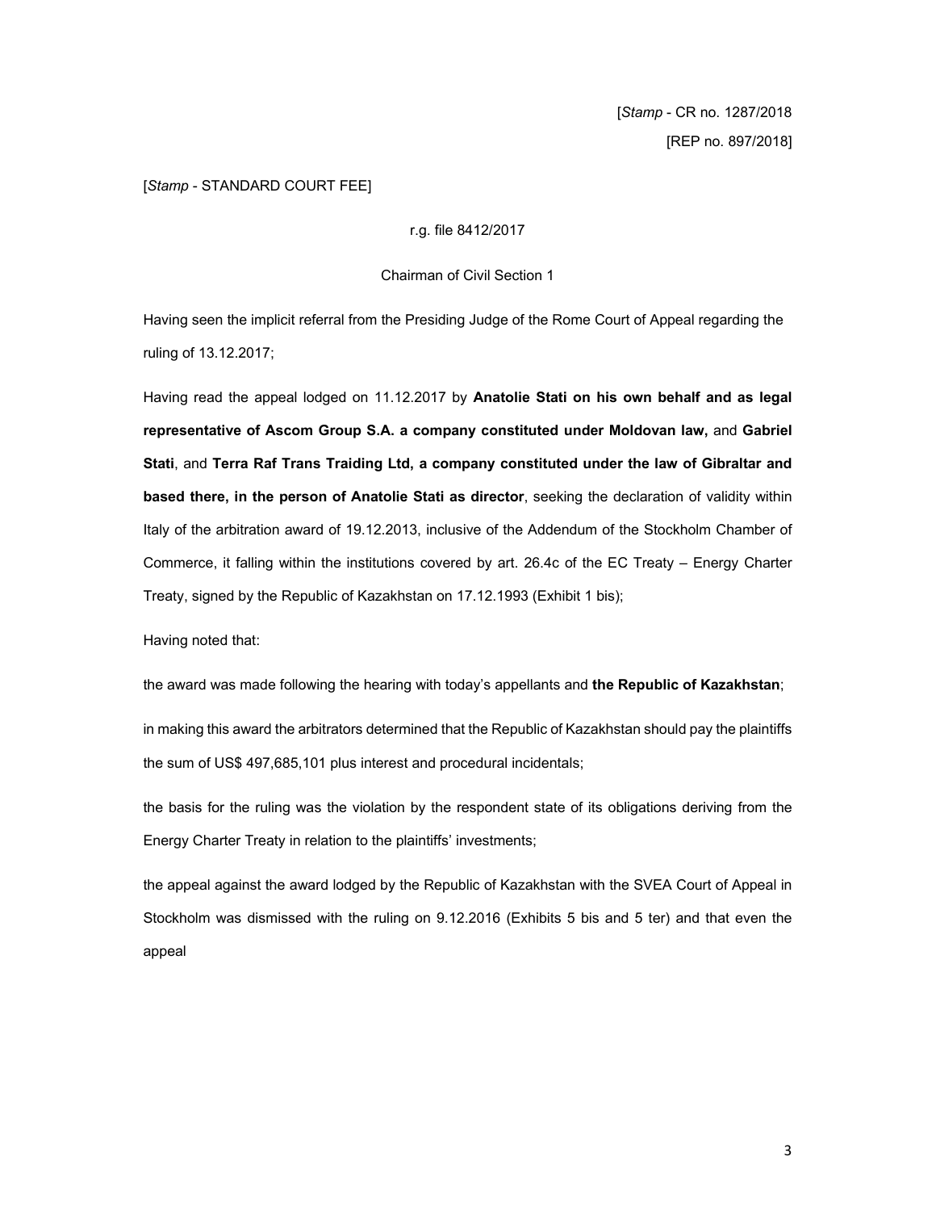[*Stamp* - CR no. 1287/2018

[REP no. 897/2018]

[*Stamp* - STANDARD COURT FEE]

r.g. file 8412/2017

Chairman of Civil Section 1

Having seen the implicit referral from the Presiding Judge of the Rome Court of Appeal regarding the ruling of 13.12.2017;

Having read the appeal lodged on 11.12.2017 by **Anatolie Stati on his own behalf and as legal representative of Ascom Group S.A. a company constituted under Moldovan law,** and **Gabriel Stati**, and **Terra Raf Trans Traiding Ltd, a company constituted under the law of Gibraltar and based there, in the person of Anatolie Stati as director**, seeking the declaration of validity within Italy of the arbitration award of 19.12.2013, inclusive of the Addendum of the Stockholm Chamber of Commerce, it falling within the institutions covered by art. 26.4c of the EC Treaty – Energy Charter Treaty, signed by the Republic of Kazakhstan on 17.12.1993 (Exhibit 1 bis);

Having noted that:

the award was made following the hearing with today's appellants and **the Republic of Kazakhstan**;

in making this award the arbitrators determined that the Republic of Kazakhstan should pay the plaintiffs the sum of US$ 497,685,101 plus interest and procedural incidentals;

the basis for the ruling was the violation by the respondent state of its obligations deriving from the Energy Charter Treaty in relation to the plaintiffs' investments;

the appeal against the award lodged by the Republic of Kazakhstan with the SVEA Court of Appeal in Stockholm was dismissed with the ruling on 9.12.2016 (Exhibits 5 bis and 5 ter) and that even the appeal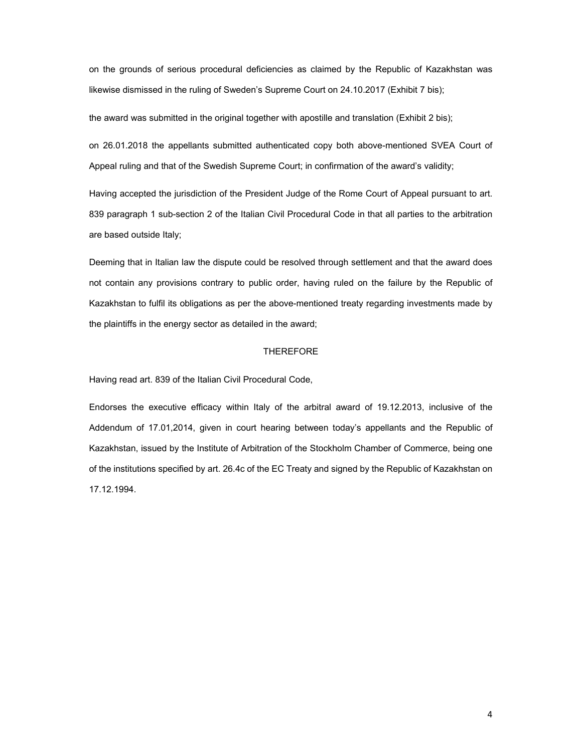on the grounds of serious procedural deficiencies as claimed by the Republic of Kazakhstan was likewise dismissed in the ruling of Sweden's Supreme Court on 24.10.2017 (Exhibit 7 bis);

the award was submitted in the original together with apostille and translation (Exhibit 2 bis);

on 26.01.2018 the appellants submitted authenticated copy both above-mentioned SVEA Court of Appeal ruling and that of the Swedish Supreme Court; in confirmation of the award's validity;

Having accepted the jurisdiction of the President Judge of the Rome Court of Appeal pursuant to art. 839 paragraph 1 sub-section 2 of the Italian Civil Procedural Code in that all parties to the arbitration are based outside Italy;

Deeming that in Italian law the dispute could be resolved through settlement and that the award does not contain any provisions contrary to public order, having ruled on the failure by the Republic of Kazakhstan to fulfil its obligations as per the above-mentioned treaty regarding investments made by the plaintiffs in the energy sector as detailed in the award;

THEREFORE

Having read art. 839 of the Italian Civil Procedural Code,

Endorses the executive efficacy within Italy of the arbitral award of 19.12.2013, inclusive of the Addendum of 17.01,2014, given in court hearing between today's appellants and the Republic of Kazakhstan, issued by the Institute of Arbitration of the Stockholm Chamber of Commerce, being one of the institutions specified by art. 26.4c of the EC Treaty and signed by the Republic of Kazakhstan on 17.12.1994.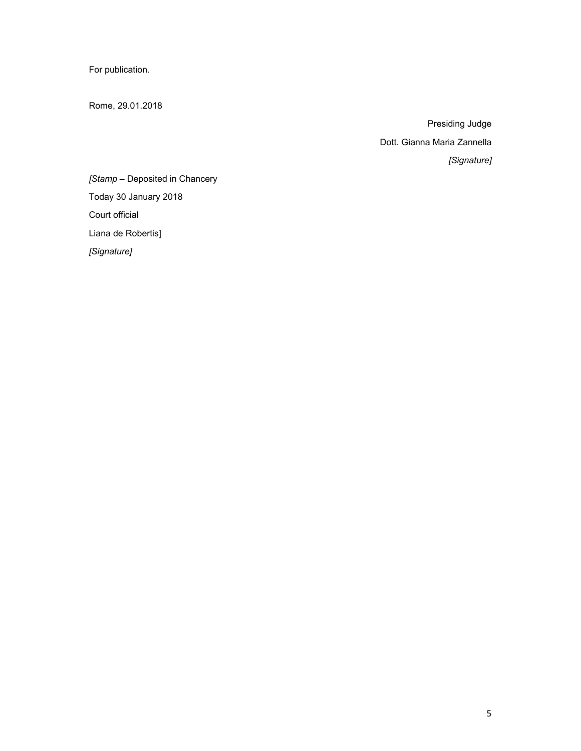For publication.

Rome, 29.01.2018

Presiding Judge

Dott. Gianna Maria Zannella

*[Signature]*

*[Stamp* – Deposited in Chancery

Today 30 January 2018

Court official

Liana de Robertis]

*[Signature]*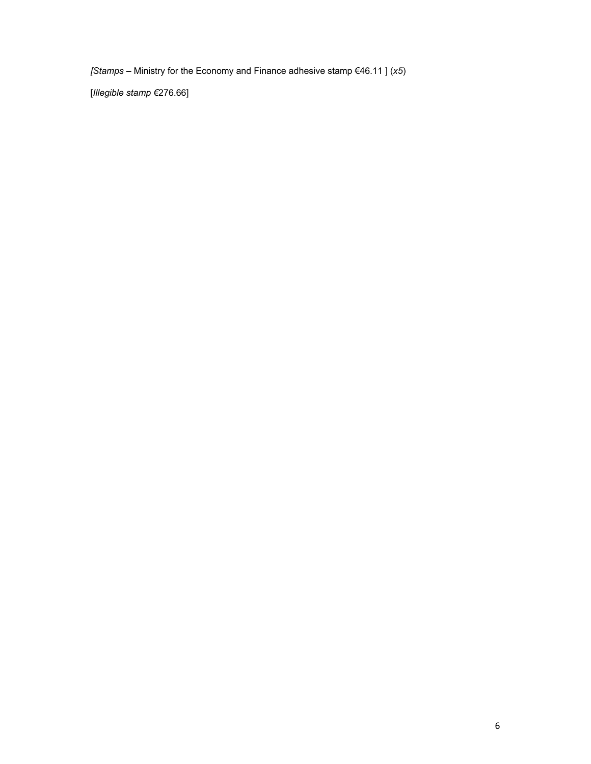*[Stamps* – Ministry for the Economy and Finance adhesive stamp €46.11 ] (*x5*)

[*Illegible stamp* €276.66]